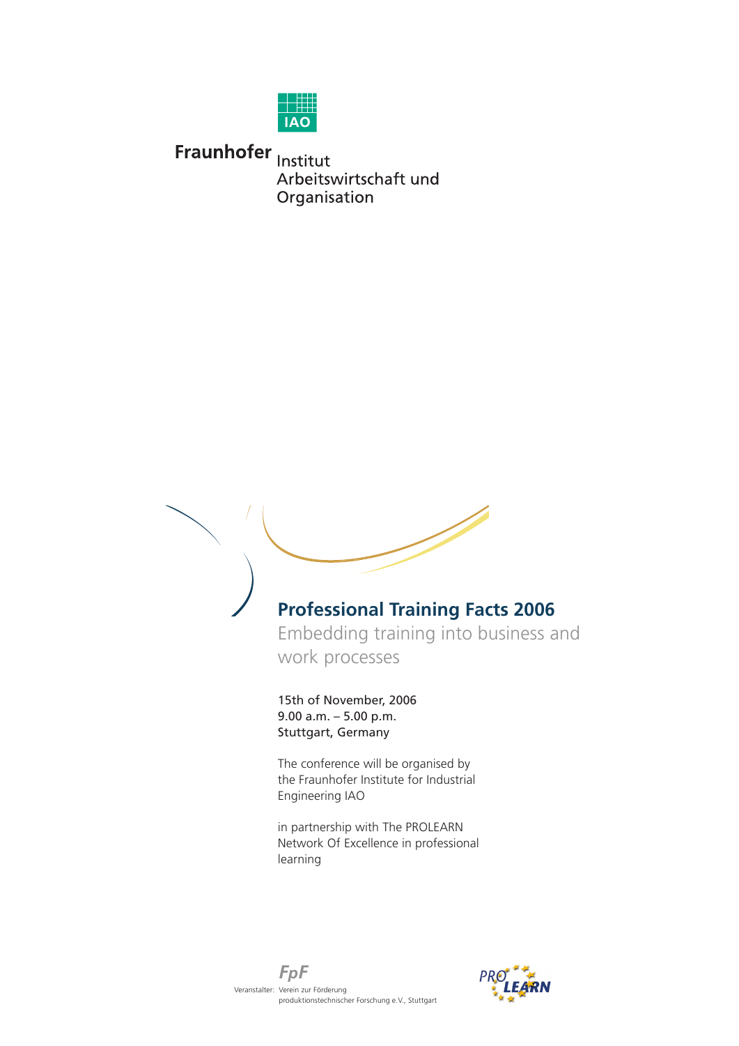Fraunhofer Institut Arbeitswirtschaft und Organisation

# Professional Training Facts 2006

## Embedding training into business and work processes

15th of November, 2006
9.00 a.m. – 5.00 p.m.
Stuttgart, Germany

The conference will be organised by the Fraunhofer Institute for Industrial Engineering IAO

in partnership with The PROLEARN Network Of Excellence in professional learning

FpF
Veranstalter: Verein zur Förderung produktionstechnischer Forschung e.V., Stuttgart

PROLEARN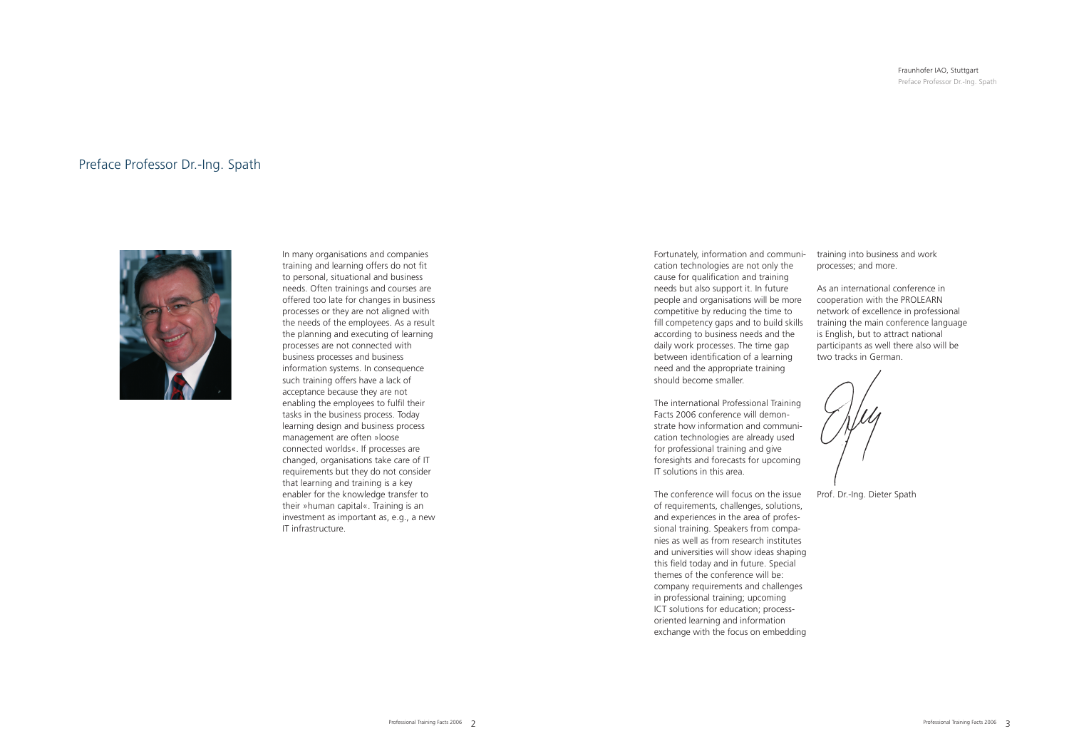# Preface Professor Dr.-Ing. Spath

In many organisations and companies training and learning offers do not fit to personal, situational and business needs. Often trainings and courses are offered too late for changes in business processes or they are not aligned with the needs of the employees. As a result the planning and executing of learning processes are not connected with business processes and business information systems. In consequence such training offers have a lack of acceptance because they are not enabling the employees to fulfil their tasks in the business process. Today learning design and business process management are often »loose connected worlds«. If processes are changed, organisations take care of IT requirements but they do not consider that learning and training is a key enabler for the knowledge transfer to their »human capital«. Training is an investment as important as, e.g., a new IT infrastructure.

Fortunately, information and communication technologies are not only the cause for qualification and training needs but also support it. In future people and organisations will be more competitive by reducing the time to fill competency gaps and to build skills according to business needs and the daily work processes. The time gap between identification of a learning need and the appropriate training should become smaller.

The international Professional Training Facts 2006 conference will demonstrate how information and communication technologies are already used for professional training and give foresights and forecasts for upcoming IT solutions in this area.

The conference will focus on the issue of requirements, challenges, solutions, and experiences in the area of professional training. Speakers from companies as well as from research institutes and universities will show ideas shaping this field today and in future. Special themes of the conference will be: company requirements and challenges in professional training; upcoming ICT solutions for education; process-oriented learning and information exchange with the focus on embedding training into business and work processes; and more.

As an international conference in cooperation with the PROLEARN network of excellence in professional training the main conference language is English, but to attract national participants as well there also will be two tracks in German.

Prof. Dr.-Ing. Dieter Spath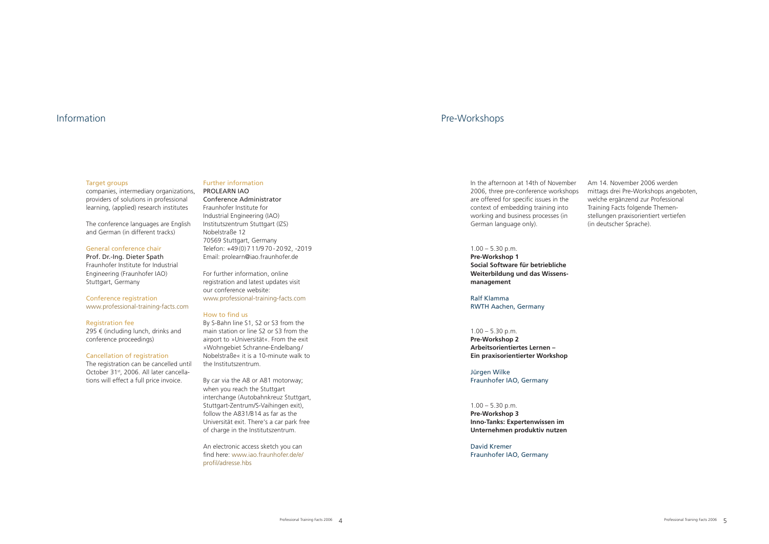# Information

### Target groups

companies, intermediary organizations, providers of solutions in professional learning, (applied) research institutes

The conference languages are English and German (in different tracks)

### General conference chair

Prof. Dr.-Ing. Dieter Spath
Fraunhofer Institute for Industrial Engineering (Fraunhofer IAO)
Stuttgart, Germany

### Conference registration

www.professional-training-facts.com

### Registration fee

295 € (including lunch, drinks and conference proceedings)

### Cancellation of registration

The registration can be cancelled until October 31st, 2006. All later cancellations will effect a full price invoice.

### Further information

PROLEARN IAO
Conference Administrator
Fraunhofer Institute for Industrial Engineering (IAO)
Institutszentrum Stuttgart (IZS)
Nobelstraße 12
70569 Stuttgart, Germany
Telefon: +49(0)711/970-2092, -2019
Email: prolearn@iao.fraunhofer.de

For further information, online registration and latest updates visit our conference website:
www.professional-training-facts.com

### How to find us

By S-Bahn line S1, S2 or S3 from the main station or line S2 or S3 from the airport to »Universität«. From the exit »Wohngebiet Schranne-Endelbang/Nobelstraße« it is a 10-minute walk to the Institutszentrum.

By car via the A8 or A81 motorway; when you reach the Stuttgart interchange (Autobahnkreuz Stuttgart, Stuttgart-Zentrum/S-Vaihingen exit), follow the A831/B14 as far as the Universität exit. There's a car park free of charge in the Institutszentrum.

An electronic access sketch you can find here: www.iao.fraunhofer.de/e/profil/adresse.hbs

# Pre-Workshops

In the afternoon at 14th of November 2006, three pre-conference workshops are offered for specific issues in the context of embedding training into working and business processes (in German language only).

Am 14. November 2006 werden mittags drei Pre-Workshops angeboten, welche ergänzend zur Professional Training Facts folgende Themenstellungen praxisorientiert vertiefen (in deutscher Sprache).

1.00 – 5.30 p.m.
**Pre-Workshop 1**
**Social Software für betriebliche Weiterbildung und das Wissensmanagement**

Ralf Klamma
RWTH Aachen, Germany

1.00 – 5.30 p.m.
**Pre-Workshop 2**
**Arbeitsorientiertes Lernen – Ein praxisorientierter Workshop**

Jürgen Wilke
Fraunhofer IAO, Germany

1.00 – 5.30 p.m.
**Pre-Workshop 3**
**Inno-Tanks: Expertenwissen im Unternehmen produktiv nutzen**

David Kremer
Fraunhofer IAO, Germany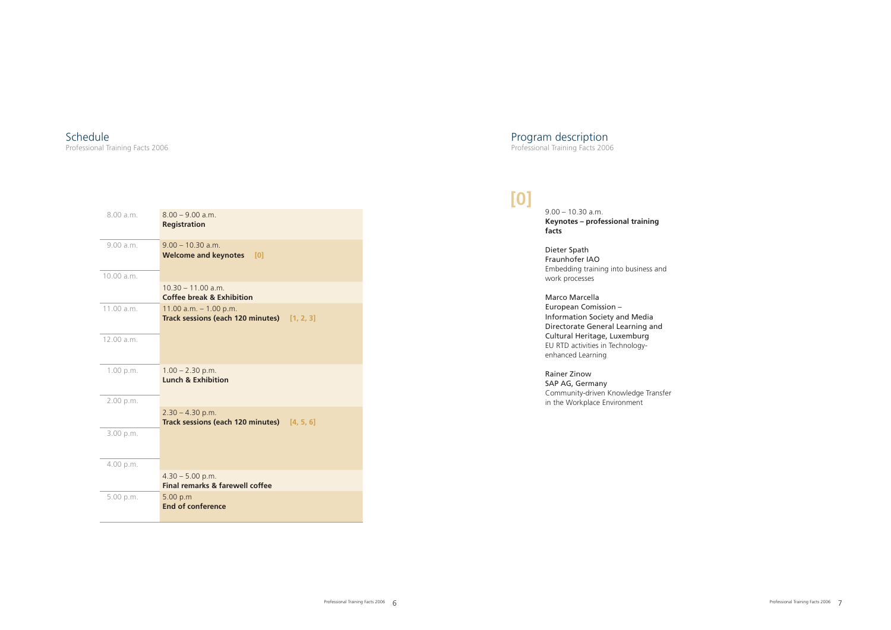## Schedule

Professional Training Facts 2006

| Time | Program |
| --- | --- |
| 8.00 a.m. | 8.00 – 9.00 a.m.<br>**Registration** |
| 9.00 a.m. | 9.00 – 10.30 a.m.<br>**Welcome and keynotes [0]** |
| 10.00 a.m. | 10.30 – 11.00 a.m.<br>**Coffee break & Exhibition** |
| 11.00 a.m. | 11.00 a.m. – 1.00 p.m.<br>**Track sessions (each 120 minutes) [1, 2, 3]** |
| 12.00 a.m. | |
| 1.00 p.m. | 1.00 – 2.30 p.m.<br>**Lunch & Exhibition** |
| 2.00 p.m. | 2.30 – 4.30 p.m.<br>**Track sessions (each 120 minutes) [4, 5, 6]** |
| 3.00 p.m. | |
| 4.00 p.m. | 4.30 – 5.00 p.m.<br>**Final remarks & farewell coffee** |
| 5.00 p.m. | 5.00 p.m<br>**End of conference** |

## Program description

Professional Training Facts 2006

### [0]

9.00 – 10.30 a.m.
**Keynotes – professional training facts**

Dieter Spath
Fraunhofer IAO
Embedding training into business and work processes

Marco Marcella
European Comission –
Information Society and Media
Directorate General Learning and Cultural Heritage, Luxemburg
EU RTD activities in Technology-enhanced Learning

Rainer Zinow
SAP AG, Germany
Community-driven Knowledge Transfer in the Workplace Environment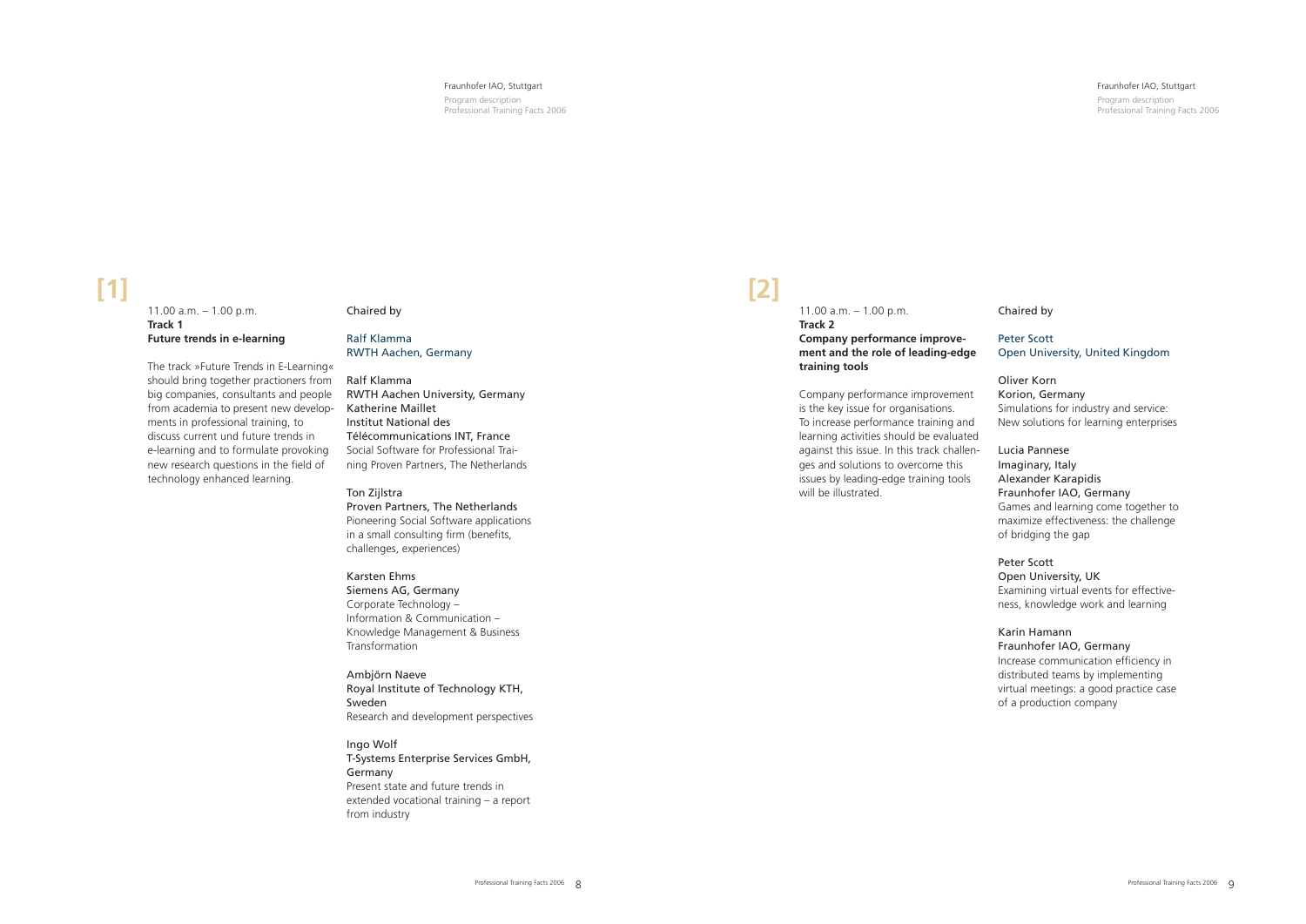**[1]**

11.00 a.m. – 1.00 p.m.
**Track 1**
**Future trends in e-learning**

The track »Future Trends in E-Learning« should bring together practioners from big companies, consultants and people from academia to present new developments in professional training, to discuss current und future trends in e-learning and to formulate provoking new research questions in the field of technology enhanced learning.

Chaired by

Ralf Klamma
RWTH Aachen, Germany

Ralf Klamma
RWTH Aachen University, Germany
Katherine Maillet
Institut National des Télécommunications INT, France
Social Software for Professional Training Proven Partners, The Netherlands

Ton Zijlstra
Proven Partners, The Netherlands
Pioneering Social Software applications in a small consulting firm (benefits, challenges, experiences)

Karsten Ehms
Siemens AG, Germany
Corporate Technology – Information & Communication – Knowledge Management & Business Transformation

Ambjörn Naeve
Royal Institute of Technology KTH, Sweden
Research and development perspectives

Ingo Wolf
T-Systems Enterprise Services GmbH, Germany
Present state and future trends in extended vocational training – a report from industry

**[2]**

11.00 a.m. – 1.00 p.m.
**Track 2**
**Company performance improvement and the role of leading-edge training tools**

Company performance improvement is the key issue for organisations. To increase performance training and learning activities should be evaluated against this issue. In this track challenges and solutions to overcome this issues by leading-edge training tools will be illustrated.

Chaired by

Peter Scott
Open University, United Kingdom

Oliver Korn
Korion, Germany
Simulations for industry and service: New solutions for learning enterprises

Lucia Pannese
Imaginary, Italy
Alexander Karapidis
Fraunhofer IAO, Germany
Games and learning come together to maximize effectiveness: the challenge of bridging the gap

Peter Scott
Open University, UK
Examining virtual events for effectiveness, knowledge work and learning

Karin Hamann
Fraunhofer IAO, Germany
Increase communication efficiency in distributed teams by implementing virtual meetings: a good practice case of a production company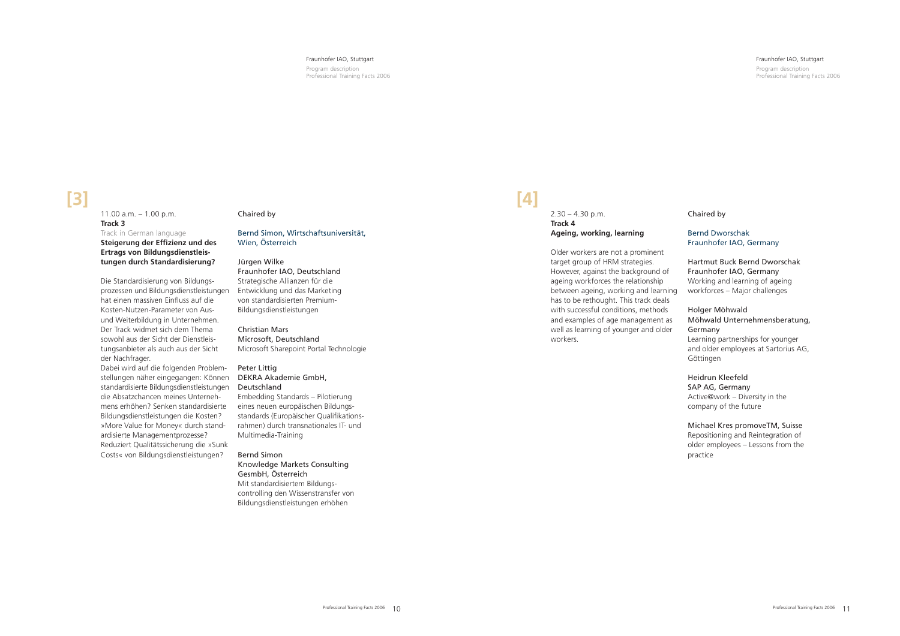# [3]

11.00 a.m. – 1.00 p.m.
**Track 3**
Track in German language
**Steigerung der Effizienz und des Ertrags von Bildungsdienstleistungen durch Standardisierung?**

Die Standardisierung von Bildungsprozessen und Bildungsdienstleistungen hat einen massiven Einfluss auf die Kosten-Nutzen-Parameter von Aus- und Weiterbildung in Unternehmen. Der Track widmet sich dem Thema sowohl aus der Sicht der Dienstleistungsanbieter als auch aus der Sicht der Nachfrager.
Dabei wird auf die folgenden Problemstellungen näher eingegangen: Können standardisierte Bildungsdienstleistungen die Absatzchancen meines Unternehmens erhöhen? Senken standardisierte Bildungsdienstleistungen die Kosten? »More Value for Money« durch standardisierte Managementprozesse? Reduziert Qualitätssicherung die »Sunk Costs« von Bildungsdienstleistungen?

Chaired by

Bernd Simon, Wirtschaftsuniversität, Wien, Österreich

Jürgen Wilke
Fraunhofer IAO, Deutschland
Strategische Allianzen für die Entwicklung und das Marketing von standardisierten Premium-Bildungsdienstleistungen

Christian Mars
Microsoft, Deutschland
Microsoft Sharepoint Portal Technologie

Peter Littig
DEKRA Akademie GmbH, Deutschland
Embedding Standards – Pilotierung eines neuen europäischen Bildungsstandards (Europäischer Qualifikationsrahmen) durch transnationales IT- und Multimedia-Training

Bernd Simon
Knowledge Markets Consulting GesmbH, Österreich
Mit standardisiertem Bildungscontrolling den Wissenstransfer von Bildungsdienstleistungen erhöhen

# [4]

2.30 – 4.30 p.m.
**Track 4**
**Ageing, working, learning**

Older workers are not a prominent target group of HRM strategies. However, against the background of ageing workforces the relationship between ageing, working and learning has to be rethought. This track deals with successful conditions, methods and examples of age management as well as learning of younger and older workers.

Chaired by

Bernd Dworschak
Fraunhofer IAO, Germany

Hartmut Buck Bernd Dworschak
Fraunhofer IAO, Germany
Working and learning of ageing workforces – Major challenges

Holger Möhwald
Möhwald Unternehmensberatung, Germany
Learning partnerships for younger and older employees at Sartorius AG, Göttingen

Heidrun Kleefeld
SAP AG, Germany
Active@work – Diversity in the company of the future

Michael Kres promoveTM, Suisse
Repositioning and Reintegration of older employees – Lessons from the practice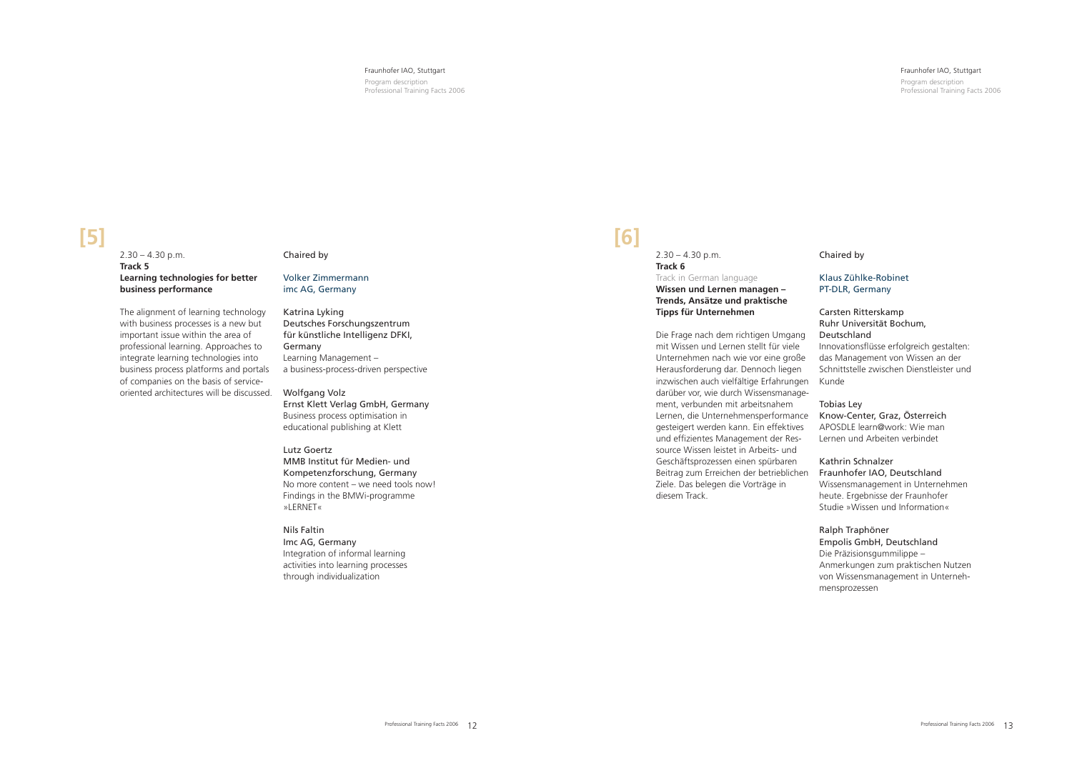# [5]

2.30 – 4.30 p.m.
**Track 5**
**Learning technologies for better business performance**

The alignment of learning technology with business processes is a new but important issue within the area of professional learning. Approaches to integrate learning technologies into business process platforms and portals of companies on the basis of service-oriented architectures will be discussed.

Chaired by

Volker Zimmermann
imc AG, Germany

Katrina Lyking
Deutsches Forschungszentrum für künstliche Intelligenz DFKI, Germany
Learning Management – a business-process-driven perspective

Wolfgang Volz
Ernst Klett Verlag GmbH, Germany
Business process optimisation in educational publishing at Klett

Lutz Goertz
MMB Institut für Medien- und Kompetenzforschung, Germany
No more content – we need tools now! Findings in the BMWi-programme »LERNET«

Nils Faltin
Imc AG, Germany
Integration of informal learning activities into learning processes through individualization

# [6]

2.30 – 4.30 p.m.
**Track 6**
Track in German language
**Wissen und Lernen managen – Trends, Ansätze und praktische Tipps für Unternehmen**

Die Frage nach dem richtigen Umgang mit Wissen und Lernen stellt für viele Unternehmen nach wie vor eine große Herausforderung dar. Dennoch liegen inzwischen auch vielfältige Erfahrungen darüber vor, wie durch Wissensmanagement, verbunden mit arbeitsnahem Lernen, die Unternehmensperformance gesteigert werden kann. Ein effektives und effizientes Management der Ressource Wissen leistet in Arbeits- und Geschäftsprozessen einen spürbaren Beitrag zum Erreichen der betrieblichen Ziele. Das belegen die Vorträge in diesem Track.

Chaired by

Klaus Zühlke-Robinet
PT-DLR, Germany

Carsten Ritterskamp
Ruhr Universität Bochum, Deutschland
Innovationsflüsse erfolgreich gestalten: das Management von Wissen an der Schnittstelle zwischen Dienstleister und Kunde

Tobias Ley
Know-Center, Graz, Österreich
APOSDLE learn@work: Wie man Lernen und Arbeiten verbindet

Kathrin Schnalzer
Fraunhofer IAO, Deutschland
Wissensmanagement in Unternehmen heute. Ergebnisse der Fraunhofer Studie »Wissen und Information«

Ralph Traphöner
Empolis GmbH, Deutschland
Die Präzisionsgummilippe – Anmerkungen zum praktischen Nutzen von Wissensmanagement in Unternehmensprozessen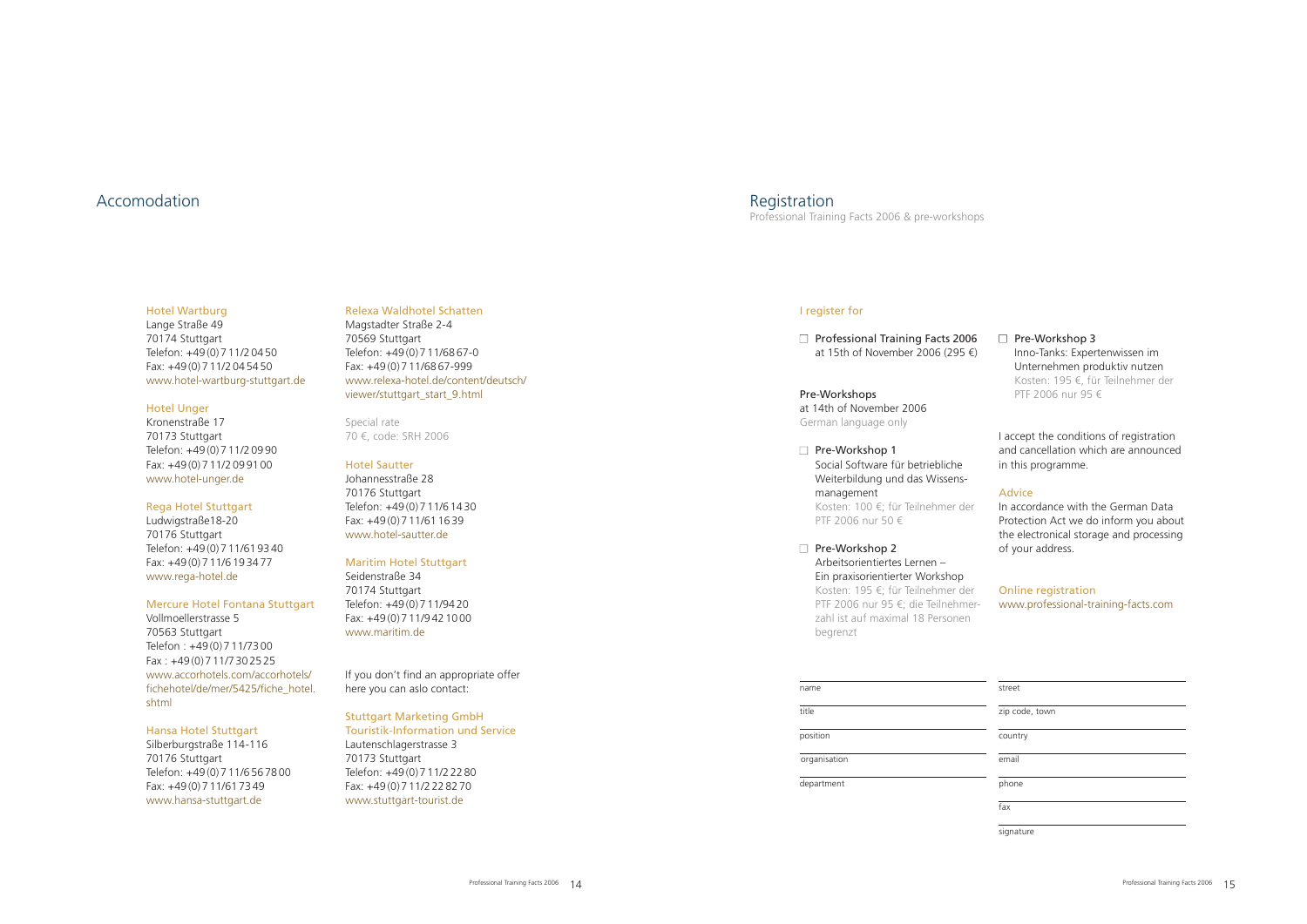## Accomodation

**Hotel Wartburg**
Lange Straße 49
70174 Stuttgart
Telefon: +49 (0) 7 11/2 04 50
Fax: +49 (0) 7 11/2 04 54 50
www.hotel-wartburg-stuttgart.de

**Hotel Unger**
Kronenstraße 17
70173 Stuttgart
Telefon: +49 (0) 7 11/2 09 90
Fax: +49 (0) 7 11/2 09 91 00
www.hotel-unger.de

**Rega Hotel Stuttgart**
Ludwigstraße18-20
70176 Stuttgart
Telefon: +49 (0) 7 11/61 93 40
Fax: +49 (0) 7 11/6 19 34 77
www.rega-hotel.de

**Mercure Hotel Fontana Stuttgart**
Vollmoellerstrasse 5
70563 Stuttgart
Telefon : +49 (0) 7 11/73 00
Fax : +49 (0) 7 11/7 30 25 25
www.accorhotels.com/accorhotels/fichehotel/de/mer/5425/fiche_hotel.shtml

**Hansa Hotel Stuttgart**
Silberburgstraße 114-116
70176 Stuttgart
Telefon: +49 (0) 7 11/6 56 78 00
Fax: +49 (0) 7 11/61 73 49
www.hansa-stuttgart.de

**Relexa Waldhotel Schatten**
Magstadter Straße 2-4
70569 Stuttgart
Telefon: +49 (0) 7 11/68 67-0
Fax: +49 (0) 7 11/68 67-999
www.relexa-hotel.de/content/deutsch/viewer/stuttgart_start_9.html

Special rate
70 €, code: SRH 2006

**Hotel Sautter**
Johannesstraße 28
70176 Stuttgart
Telefon: +49 (0) 7 11/6 14 30
Fax: +49 (0) 7 11/61 16 39
www.hotel-sautter.de

**Maritim Hotel Stuttgart**
Seidenstraße 34
70174 Stuttgart
Telefon: +49 (0) 7 11/94 20
Fax: +49 (0) 7 11/9 42 10 00
www.maritim.de

If you don't find an appropriate offer here you can aslo contact:

**Stuttgart Marketing GmbH**
**Touristik-Information und Service**
Lautenschlagerstrasse 3
70173 Stuttgart
Telefon: +49 (0) 7 11/2 22 80
Fax: +49 (0) 7 11/2 22 82 70
www.stuttgart-tourist.de

## Registration

Professional Training Facts 2006 & pre-workshops

**I register for**

☐ Professional Training Facts 2006
at 15th of November 2006 (295 €)

**Pre-Workshops**
at 14th of November 2006
German language only

☐ Pre-Workshop 1
Social Software für betriebliche Weiterbildung und das Wissensmanagement
Kosten: 100 €; für Teilnehmer der PTF 2006 nur 50 €

☐ Pre-Workshop 2
Arbeitsorientiertes Lernen – Ein praxisorientierter Workshop
Kosten: 195 €; für Teilnehmer der PTF 2006 nur 95 €; die Teilnehmerzahl ist auf maximal 18 Personen begrenzt

☐ Pre-Workshop 3
Inno-Tanks: Expertenwissen im Unternehmen produktiv nutzen
Kosten: 195 €, für Teilnehmer der PTF 2006 nur 95 €

I accept the conditions of registration and cancellation which are announced in this programme.

**Advice**
In accordance with the German Data Protection Act we do inform you about the electronical storage and processing of your address.

**Online registration**
www.professional-training-facts.com

name

title

position

organisation

department

street

zip code, town

country

email

phone

fax

signature